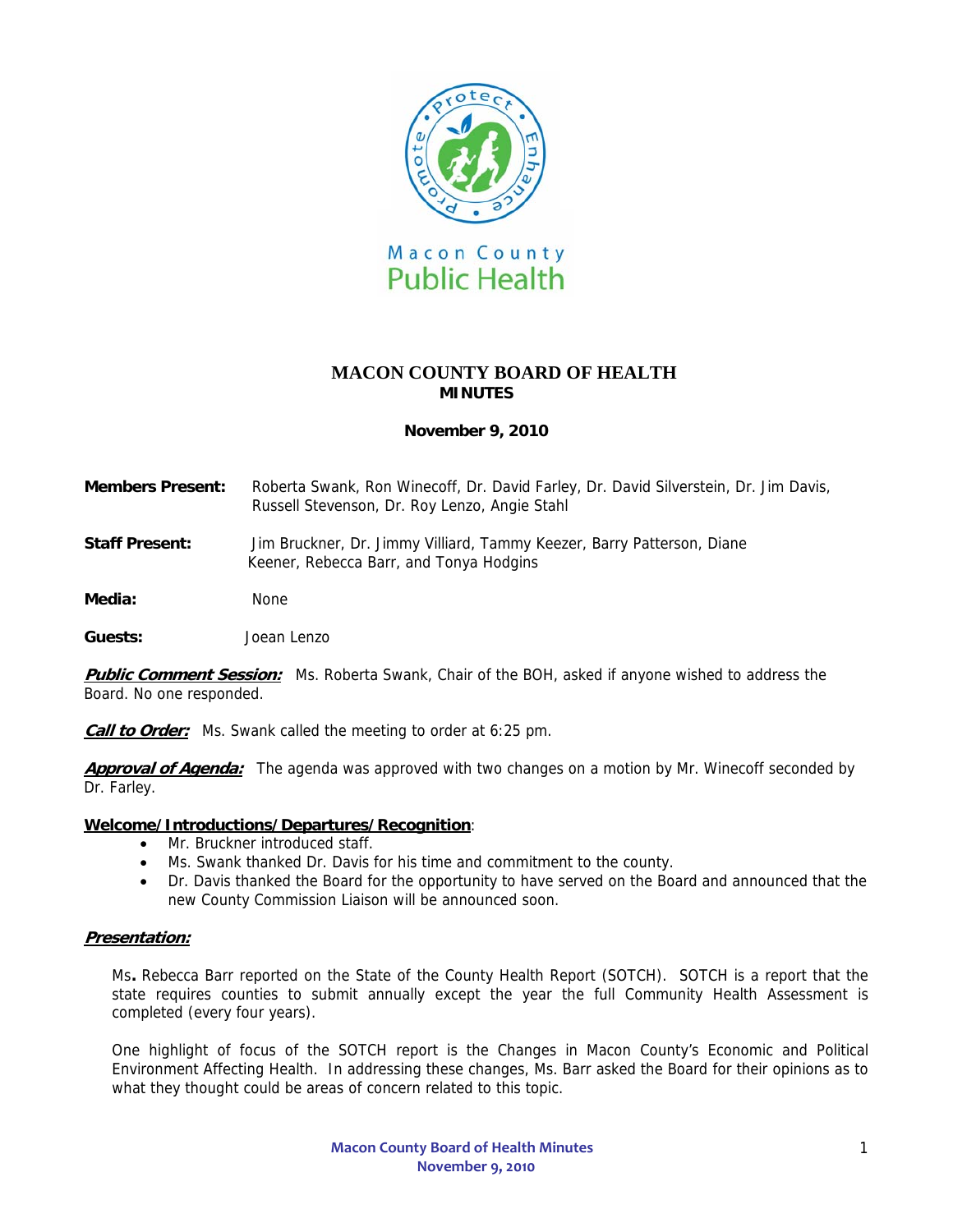Macon County Public Health

# MACON COUNTY BOARD OF HEALTH
## MINUTES

**November 9, 2010**

**Members Present:** Roberta Swank, Ron Winecoff, Dr. David Farley, Dr. David Silverstein, Dr. Jim Davis, Russell Stevenson, Dr. Roy Lenzo, Angie Stahl

**Staff Present:** Jim Bruckner, Dr. Jimmy Villiard, Tammy Keezer, Barry Patterson, Diane Keener, Rebecca Barr, and Tonya Hodgins

**Media:** None

**Guests:** Joean Lenzo

***Public Comment Session:*** Ms. Roberta Swank, Chair of the BOH, asked if anyone wished to address the Board. No one responded.

***Call to Order:*** Ms. Swank called the meeting to order at 6:25 pm.

***Approval of Agenda:*** The agenda was approved with two changes on a motion by Mr. Winecoff seconded by Dr. Farley.

**Welcome/Introductions/Departures/Recognition**:

- Mr. Bruckner introduced staff.
- Ms. Swank thanked Dr. Davis for his time and commitment to the county.
- Dr. Davis thanked the Board for the opportunity to have served on the Board and announced that the new County Commission Liaison will be announced soon.

***Presentation:***

Ms**.** Rebecca Barr reported on the State of the County Health Report (SOTCH). SOTCH is a report that the state requires counties to submit annually except the year the full Community Health Assessment is completed (every four years).

One highlight of focus of the SOTCH report is the Changes in Macon County's Economic and Political Environment Affecting Health. In addressing these changes, Ms. Barr asked the Board for their opinions as to what they thought could be areas of concern related to this topic.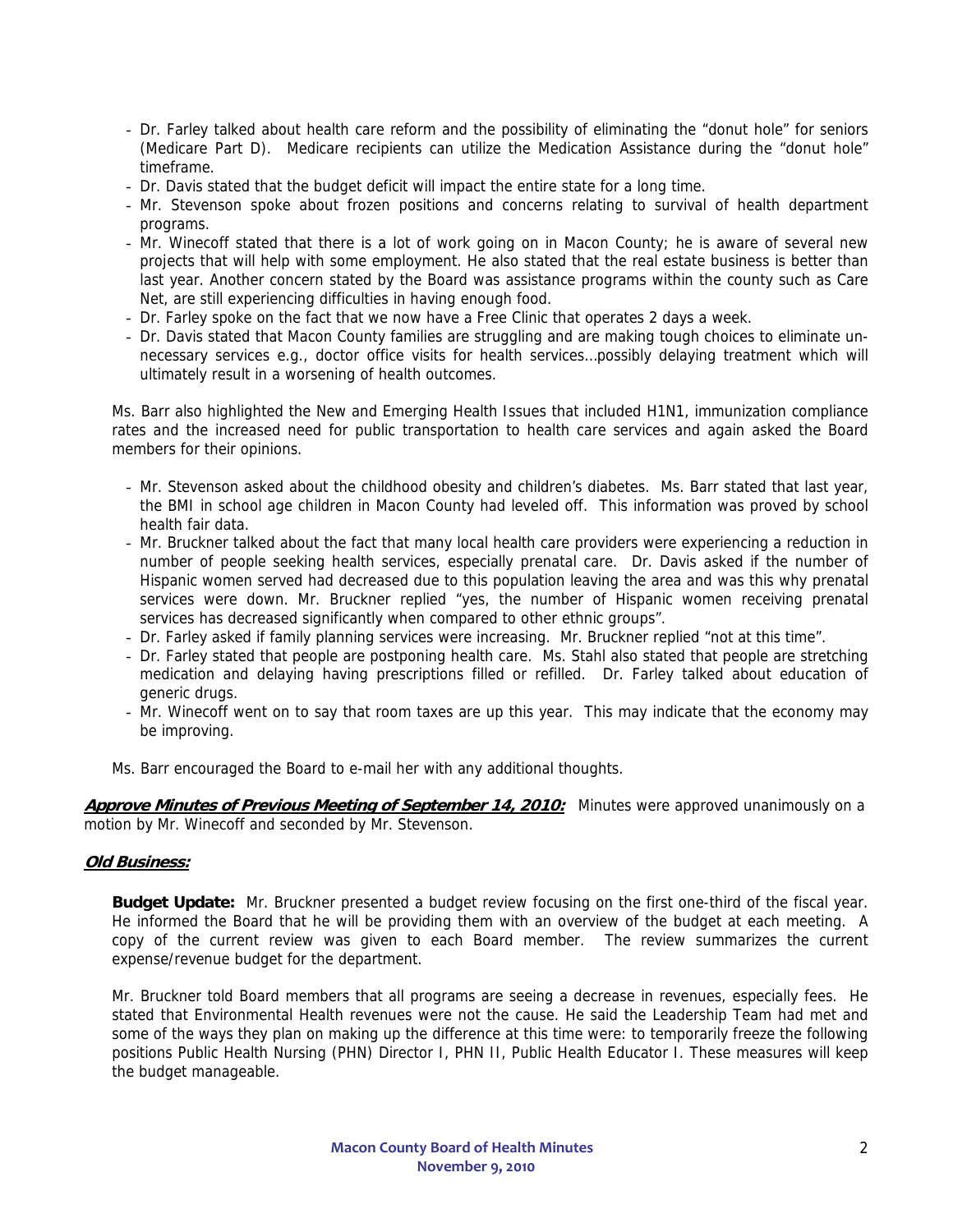- Dr. Farley talked about health care reform and the possibility of eliminating the "donut hole" for seniors (Medicare Part D). Medicare recipients can utilize the Medication Assistance during the "donut hole" timeframe.
- Dr. Davis stated that the budget deficit will impact the entire state for a long time.
- Mr. Stevenson spoke about frozen positions and concerns relating to survival of health department programs.
- Mr. Winecoff stated that there is a lot of work going on in Macon County; he is aware of several new projects that will help with some employment. He also stated that the real estate business is better than last year. Another concern stated by the Board was assistance programs within the county such as Care Net, are still experiencing difficulties in having enough food.
- Dr. Farley spoke on the fact that we now have a Free Clinic that operates 2 days a week.
- Dr. Davis stated that Macon County families are struggling and are making tough choices to eliminate un-necessary services e.g., doctor office visits for health services…possibly delaying treatment which will ultimately result in a worsening of health outcomes.

Ms. Barr also highlighted the New and Emerging Health Issues that included H1N1, immunization compliance rates and the increased need for public transportation to health care services and again asked the Board members for their opinions.

- Mr. Stevenson asked about the childhood obesity and children's diabetes. Ms. Barr stated that last year, the BMI in school age children in Macon County had leveled off. This information was proved by school health fair data.
- Mr. Bruckner talked about the fact that many local health care providers were experiencing a reduction in number of people seeking health services, especially prenatal care. Dr. Davis asked if the number of Hispanic women served had decreased due to this population leaving the area and was this why prenatal services were down. Mr. Bruckner replied "yes, the number of Hispanic women receiving prenatal services has decreased significantly when compared to other ethnic groups".
- Dr. Farley asked if family planning services were increasing. Mr. Bruckner replied "not at this time".
- Dr. Farley stated that people are postponing health care. Ms. Stahl also stated that people are stretching medication and delaying having prescriptions filled or refilled. Dr. Farley talked about education of generic drugs.
- Mr. Winecoff went on to say that room taxes are up this year. This may indicate that the economy may be improving.

Ms. Barr encouraged the Board to e-mail her with any additional thoughts.

***Approve Minutes of Previous Meeting of September 14, 2010:*** Minutes were approved unanimously on a motion by Mr. Winecoff and seconded by Mr. Stevenson.

***Old Business:***

**Budget Update:** Mr. Bruckner presented a budget review focusing on the first one-third of the fiscal year. He informed the Board that he will be providing them with an overview of the budget at each meeting. A copy of the current review was given to each Board member. The review summarizes the current expense/revenue budget for the department.

Mr. Bruckner told Board members that all programs are seeing a decrease in revenues, especially fees. He stated that Environmental Health revenues were not the cause. He said the Leadership Team had met and some of the ways they plan on making up the difference at this time were: to temporarily freeze the following positions Public Health Nursing (PHN) Director I, PHN II, Public Health Educator I. These measures will keep the budget manageable.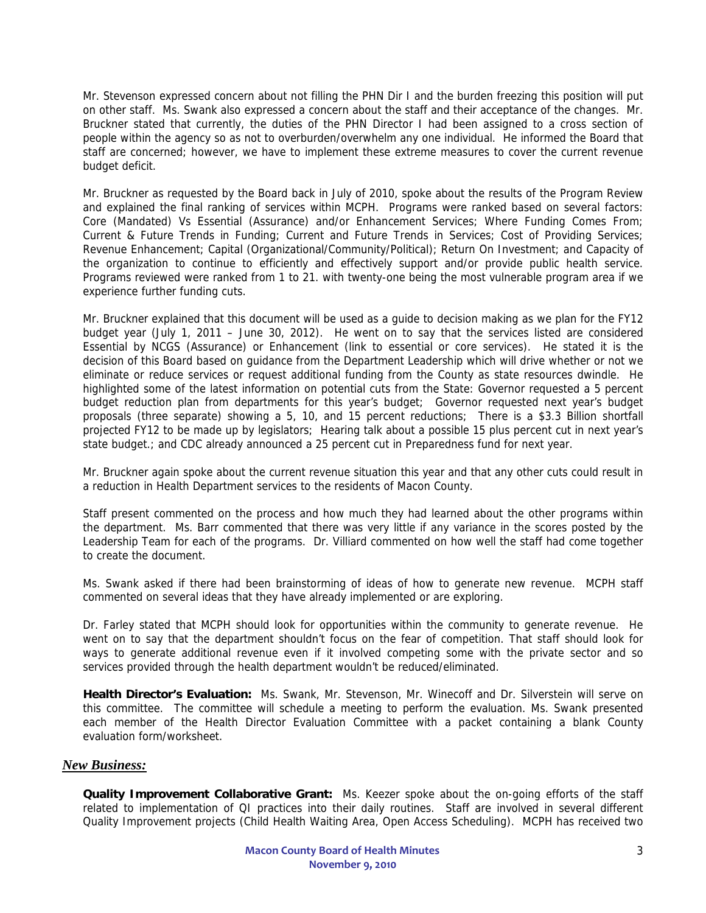Mr. Stevenson expressed concern about not filling the PHN Dir I and the burden freezing this position will put on other staff. Ms. Swank also expressed a concern about the staff and their acceptance of the changes. Mr. Bruckner stated that currently, the duties of the PHN Director I had been assigned to a cross section of people within the agency so as not to overburden/overwhelm any one individual. He informed the Board that staff are concerned; however, we have to implement these extreme measures to cover the current revenue budget deficit.

Mr. Bruckner as requested by the Board back in July of 2010, spoke about the results of the Program Review and explained the final ranking of services within MCPH. Programs were ranked based on several factors: Core (Mandated) Vs Essential (Assurance) and/or Enhancement Services; Where Funding Comes From; Current & Future Trends in Funding; Current and Future Trends in Services; Cost of Providing Services; Revenue Enhancement; Capital (Organizational/Community/Political); Return On Investment; and Capacity of the organization to continue to efficiently and effectively support and/or provide public health service. Programs reviewed were ranked from 1 to 21. with twenty-one being the most vulnerable program area if we experience further funding cuts.

Mr. Bruckner explained that this document will be used as a guide to decision making as we plan for the FY12 budget year (July 1, 2011 – June 30, 2012). He went on to say that the services listed are considered Essential by NCGS (Assurance) or Enhancement (link to essential or core services). He stated it is the decision of this Board based on guidance from the Department Leadership which will drive whether or not we eliminate or reduce services or request additional funding from the County as state resources dwindle. He highlighted some of the latest information on potential cuts from the State: Governor requested a 5 percent budget reduction plan from departments for this year's budget; Governor requested next year's budget proposals (three separate) showing a 5, 10, and 15 percent reductions; There is a $3.3 Billion shortfall projected FY12 to be made up by legislators; Hearing talk about a possible 15 plus percent cut in next year's state budget.; and CDC already announced a 25 percent cut in Preparedness fund for next year.

Mr. Bruckner again spoke about the current revenue situation this year and that any other cuts could result in a reduction in Health Department services to the residents of Macon County.

Staff present commented on the process and how much they had learned about the other programs within the department. Ms. Barr commented that there was very little if any variance in the scores posted by the Leadership Team for each of the programs. Dr. Villiard commented on how well the staff had come together to create the document.

Ms. Swank asked if there had been brainstorming of ideas of how to generate new revenue. MCPH staff commented on several ideas that they have already implemented or are exploring.

Dr. Farley stated that MCPH should look for opportunities within the community to generate revenue. He went on to say that the department shouldn't focus on the fear of competition. That staff should look for ways to generate additional revenue even if it involved competing some with the private sector and so services provided through the health department wouldn't be reduced/eliminated.

**Health Director's Evaluation:** Ms. Swank, Mr. Stevenson, Mr. Winecoff and Dr. Silverstein will serve on this committee. The committee will schedule a meeting to perform the evaluation. Ms. Swank presented each member of the Health Director Evaluation Committee with a packet containing a blank County evaluation form/worksheet.

## *New Business:*

**Quality Improvement Collaborative Grant:** Ms. Keezer spoke about the on-going efforts of the staff related to implementation of QI practices into their daily routines. Staff are involved in several different Quality Improvement projects (Child Health Waiting Area, Open Access Scheduling). MCPH has received two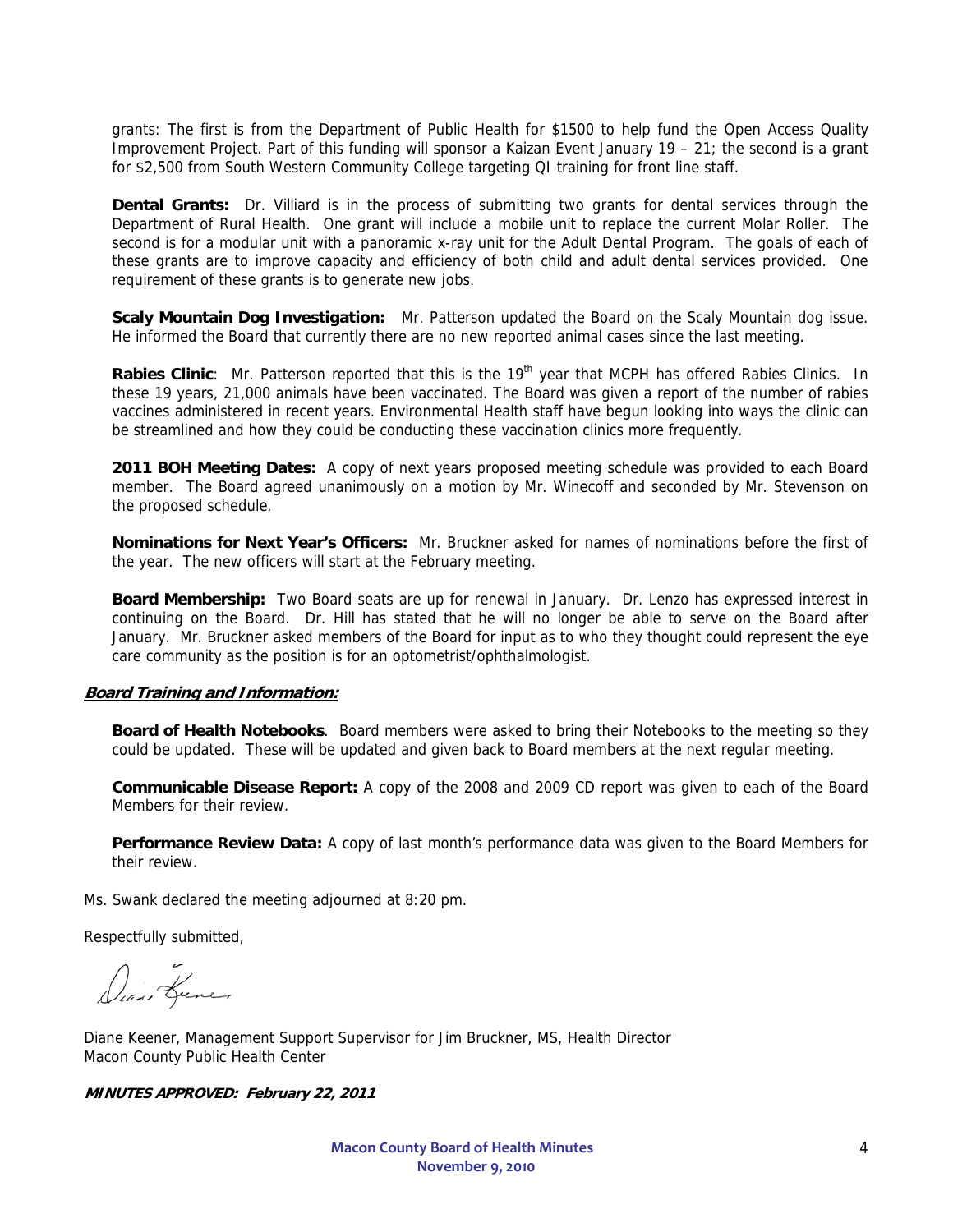grants: The first is from the Department of Public Health for $1500 to help fund the Open Access Quality Improvement Project. Part of this funding will sponsor a Kaizan Event January 19 – 21; the second is a grant for $2,500 from South Western Community College targeting QI training for front line staff.

**Dental Grants:** Dr. Villiard is in the process of submitting two grants for dental services through the Department of Rural Health. One grant will include a mobile unit to replace the current Molar Roller. The second is for a modular unit with a panoramic x-ray unit for the Adult Dental Program. The goals of each of these grants are to improve capacity and efficiency of both child and adult dental services provided. One requirement of these grants is to generate new jobs.

**Scaly Mountain Dog Investigation:** Mr. Patterson updated the Board on the Scaly Mountain dog issue. He informed the Board that currently there are no new reported animal cases since the last meeting.

**Rabies Clinic**: Mr. Patterson reported that this is the 19th year that MCPH has offered Rabies Clinics. In these 19 years, 21,000 animals have been vaccinated. The Board was given a report of the number of rabies vaccines administered in recent years. Environmental Health staff have begun looking into ways the clinic can be streamlined and how they could be conducting these vaccination clinics more frequently.

**2011 BOH Meeting Dates:** A copy of next years proposed meeting schedule was provided to each Board member. The Board agreed unanimously on a motion by Mr. Winecoff and seconded by Mr. Stevenson on the proposed schedule.

**Nominations for Next Year's Officers:** Mr. Bruckner asked for names of nominations before the first of the year. The new officers will start at the February meeting.

**Board Membership:** Two Board seats are up for renewal in January. Dr. Lenzo has expressed interest in continuing on the Board. Dr. Hill has stated that he will no longer be able to serve on the Board after January. Mr. Bruckner asked members of the Board for input as to who they thought could represent the eye care community as the position is for an optometrist/ophthalmologist.

## ***Board Training and Information:***

**Board of Health Notebooks**. Board members were asked to bring their Notebooks to the meeting so they could be updated. These will be updated and given back to Board members at the next regular meeting.

**Communicable Disease Report:** A copy of the 2008 and 2009 CD report was given to each of the Board Members for their review.

**Performance Review Data:** A copy of last month's performance data was given to the Board Members for their review.

Ms. Swank declared the meeting adjourned at 8:20 pm.

Respectfully submitted,

Diane Keener, Management Support Supervisor for Jim Bruckner, MS, Health Director
Macon County Public Health Center

***MINUTES APPROVED: February 22, 2011***